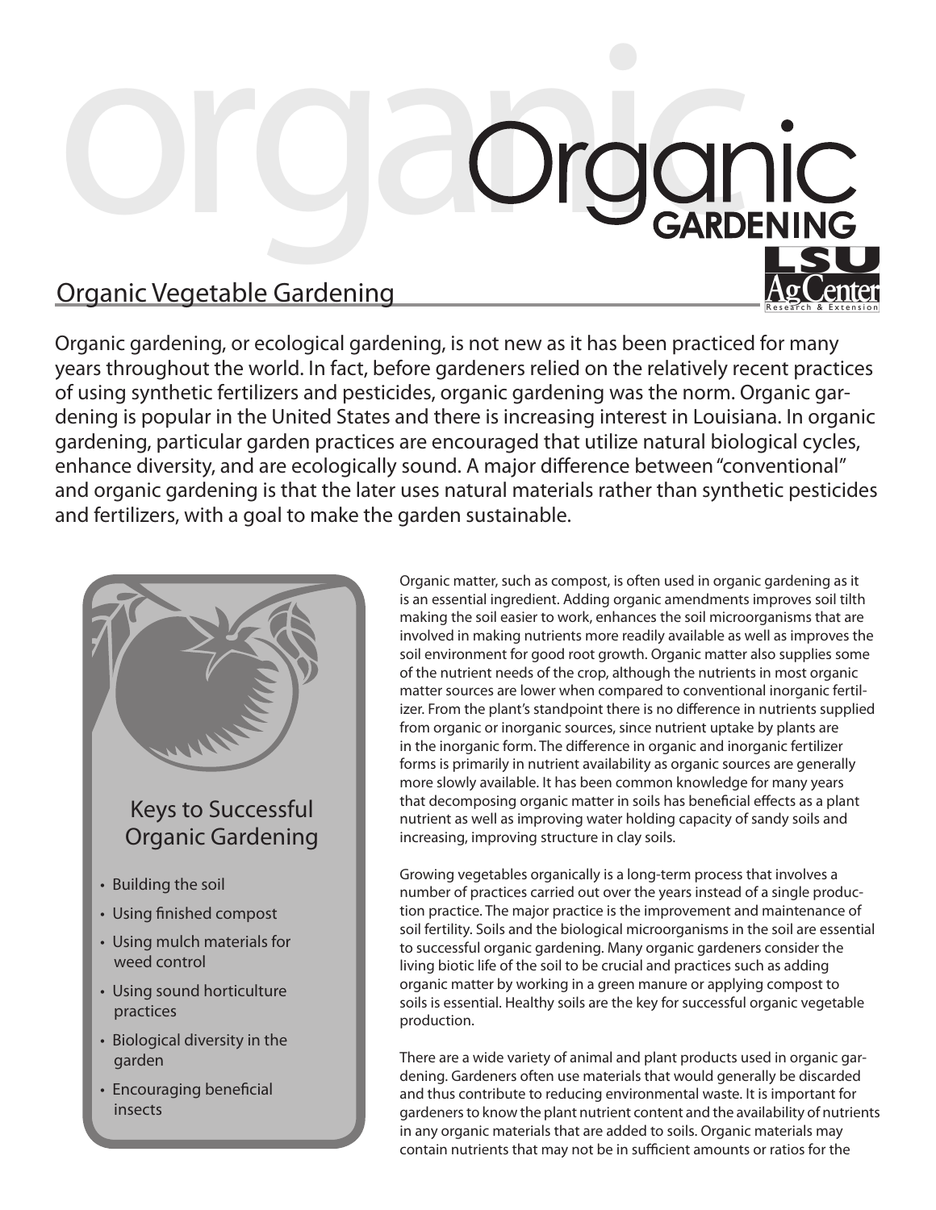# Organic Gardening

## Organic Vegetable Gardening

Organic gardening, or ecological gardening, is not new as it has been practiced for many years throughout the world. In fact, before gardeners relied on the relatively recent practices of using synthetic fertilizers and pesticides, organic gardening was the norm. Organic gardening is popular in the United States and there is increasing interest in Louisiana. In organic gardening, particular garden practices are encouraged that utilize natural biological cycles, enhance diversity, and are ecologically sound. A major difference between "conventional" and organic gardening is that the later uses natural materials rather than synthetic pesticides and fertilizers, with a goal to make the garden sustainable.

### Keys to Successful Organic Gardening

- Building the soil
- Using finished compost
- Using mulch materials for weed control
- Using sound horticulture practices
- Biological diversity in the garden
- Encouraging beneficial insects

Organic matter, such as compost, is often used in organic gardening as it is an essential ingredient. Adding organic amendments improves soil tilth making the soil easier to work, enhances the soil microorganisms that are involved in making nutrients more readily available as well as improves the soil environment for good root growth. Organic matter also supplies some of the nutrient needs of the crop, although the nutrients in most organic matter sources are lower when compared to conventional inorganic fertilizer. From the plant's standpoint there is no difference in nutrients supplied from organic or inorganic sources, since nutrient uptake by plants are in the inorganic form. The difference in organic and inorganic fertilizer forms is primarily in nutrient availability as organic sources are generally more slowly available. It has been common knowledge for many years that decomposing organic matter in soils has beneficial effects as a plant nutrient as well as improving water holding capacity of sandy soils and increasing, improving structure in clay soils.

Growing vegetables organically is a long-term process that involves a number of practices carried out over the years instead of a single production practice. The major practice is the improvement and maintenance of soil fertility. Soils and the biological microorganisms in the soil are essential to successful organic gardening. Many organic gardeners consider the living biotic life of the soil to be crucial and practices such as adding organic matter by working in a green manure or applying compost to soils is essential. Healthy soils are the key for successful organic vegetable production.

There are a wide variety of animal and plant products used in organic gardening. Gardeners often use materials that would generally be discarded and thus contribute to reducing environmental waste. It is important for gardeners to know the plant nutrient content and the availability of nutrients in any organic materials that are added to soils. Organic materials may contain nutrients that may not be in sufficient amounts or ratios for the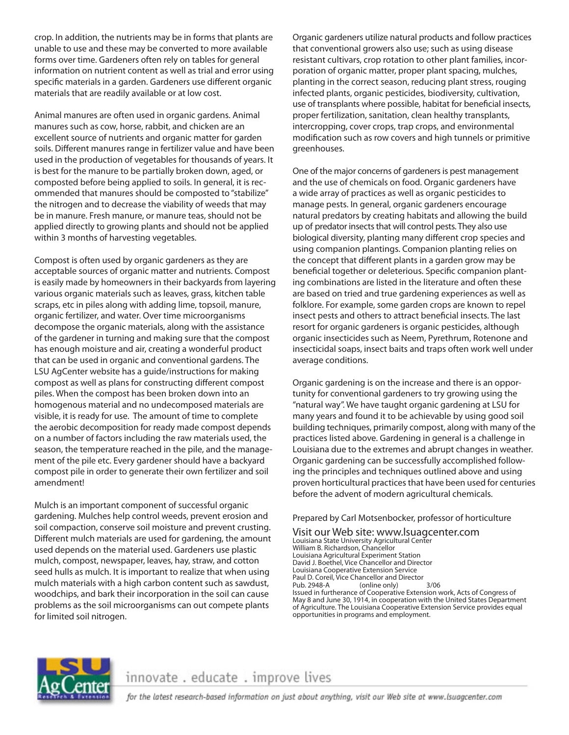crop. In addition, the nutrients may be in forms that plants are unable to use and these may be converted to more available forms over time. Gardeners often rely on tables for general information on nutrient content as well as trial and error using specific materials in a garden. Gardeners use different organic materials that are readily available or at low cost.

Animal manures are often used in organic gardens. Animal manures such as cow, horse, rabbit, and chicken are an excellent source of nutrients and organic matter for garden soils. Different manures range in fertilizer value and have been used in the production of vegetables for thousands of years. It is best for the manure to be partially broken down, aged, or composted before being applied to soils. In general, it is recommended that manures should be composted to "stabilize" the nitrogen and to decrease the viability of weeds that may be in manure. Fresh manure, or manure teas, should not be applied directly to growing plants and should not be applied within 3 months of harvesting vegetables.

Compost is often used by organic gardeners as they are acceptable sources of organic matter and nutrients. Compost is easily made by homeowners in their backyards from layering various organic materials such as leaves, grass, kitchen table scraps, etc in piles along with adding lime, topsoil, manure, organic fertilizer, and water. Over time microorganisms decompose the organic materials, along with the assistance of the gardener in turning and making sure that the compost has enough moisture and air, creating a wonderful product that can be used in organic and conventional gardens. The LSU AgCenter website has a guide/instructions for making compost as well as plans for constructing different compost piles. When the compost has been broken down into an homogenous material and no undecomposed materials are visible, it is ready for use. The amount of time to complete the aerobic decomposition for ready made compost depends on a number of factors including the raw materials used, the season, the temperature reached in the pile, and the management of the pile etc. Every gardener should have a backyard compost pile in order to generate their own fertilizer and soil amendment!

Mulch is an important component of successful organic gardening. Mulches help control weeds, prevent erosion and soil compaction, conserve soil moisture and prevent crusting. Different mulch materials are used for gardening, the amount used depends on the material used. Gardeners use plastic mulch, compost, newspaper, leaves, hay, straw, and cotton seed hulls as mulch. It is important to realize that when using mulch materials with a high carbon content such as sawdust, woodchips, and bark their incorporation in the soil can cause problems as the soil microorganisms can out compete plants for limited soil nitrogen.

Organic gardeners utilize natural products and follow practices that conventional growers also use; such as using disease resistant cultivars, crop rotation to other plant families, incorporation of organic matter, proper plant spacing, mulches, planting in the correct season, reducing plant stress, rouging infected plants, organic pesticides, biodiversity, cultivation, use of transplants where possible, habitat for beneficial insects, proper fertilization, sanitation, clean healthy transplants, intercropping, cover crops, trap crops, and environmental modification such as row covers and high tunnels or primitive greenhouses.

One of the major concerns of gardeners is pest management and the use of chemicals on food. Organic gardeners have a wide array of practices as well as organic pesticides to manage pests. In general, organic gardeners encourage natural predators by creating habitats and allowing the build up of predator insects that will control pests. They also use biological diversity, planting many different crop species and using companion plantings. Companion planting relies on the concept that different plants in a garden grow may be beneficial together or deleterious. Specific companion planting combinations are listed in the literature and often these are based on tried and true gardening experiences as well as folklore. For example, some garden crops are known to repel insect pests and others to attract beneficial insects. The last resort for organic gardeners is organic pesticides, although organic insecticides such as Neem, Pyrethrum, Rotenone and insecticidal soaps, insect baits and traps often work well under average conditions.

Organic gardening is on the increase and there is an opportunity for conventional gardeners to try growing using the "natural way". We have taught organic gardening at LSU for many years and found it to be achievable by using good soil building techniques, primarily compost, along with many of the practices listed above. Gardening in general is a challenge in Louisiana due to the extremes and abrupt changes in weather. Organic gardening can be successfully accomplished following the principles and techniques outlined above and using proven horticultural practices that have been used for centuries before the advent of modern agricultural chemicals.

Prepared by Carl Motsenbocker, professor of horticulture

Visit our Web site: www.lsuagcenter.com

Louisiana State University Agricultural Center
William B. Richardson, Chancellor
Louisiana Agricultural Experiment Station
David J. Boethel, Vice Chancellor and Director
Louisiana Cooperative Extension Service
Paul D. Coreil, Vice Chancellor and Director
Pub. 2948-A (online only) 3/06

Issued in furtherance of Cooperative Extension work, Acts of Congress of May 8 and June 30, 1914, in cooperation with the United States Department of Agriculture. The Louisiana Cooperative Extension Service provides equal opportunities in programs and employment.

LSU AgCenter Research & Extension

innovate . educate . improve lives

*for the latest research-based information on just about anything, visit our Web site at www.lsuagcenter.com*